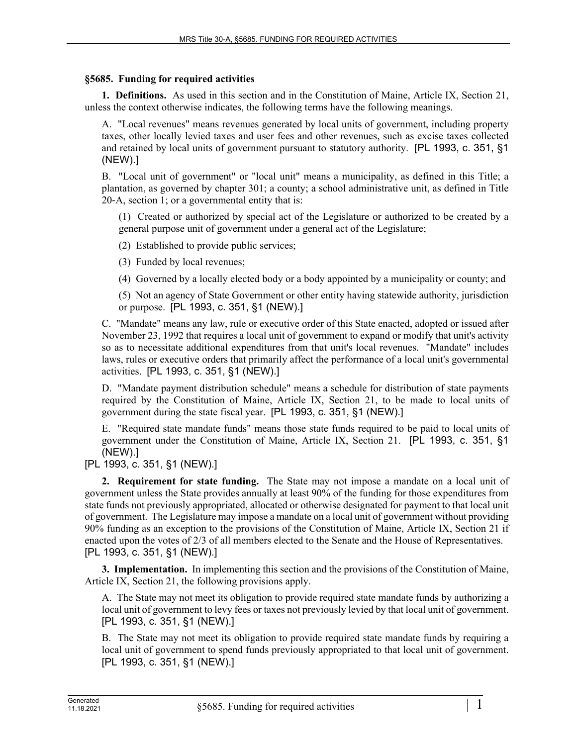## §5685. Funding for required activities

**1. Definitions.** As used in this section and in the Constitution of Maine, Article IX, Section 21, unless the context otherwise indicates, the following terms have the following meanings.

A. "Local revenues" means revenues generated by local units of government, including property taxes, other locally levied taxes and user fees and other revenues, such as excise taxes collected and retained by local units of government pursuant to statutory authority. [PL 1993, c. 351, §1 (NEW).]

B. "Local unit of government" or "local unit" means a municipality, as defined in this Title; a plantation, as governed by chapter 301; a county; a school administrative unit, as defined in Title 20-A, section 1; or a governmental entity that is:

(1) Created or authorized by special act of the Legislature or authorized to be created by a general purpose unit of government under a general act of the Legislature;

(2) Established to provide public services;

(3) Funded by local revenues;

(4) Governed by a locally elected body or a body appointed by a municipality or county; and

(5) Not an agency of State Government or other entity having statewide authority, jurisdiction or purpose. [PL 1993, c. 351, §1 (NEW).]

C. "Mandate" means any law, rule or executive order of this State enacted, adopted or issued after November 23, 1992 that requires a local unit of government to expand or modify that unit's activity so as to necessitate additional expenditures from that unit's local revenues. "Mandate" includes laws, rules or executive orders that primarily affect the performance of a local unit's governmental activities. [PL 1993, c. 351, §1 (NEW).]

D. "Mandate payment distribution schedule" means a schedule for distribution of state payments required by the Constitution of Maine, Article IX, Section 21, to be made to local units of government during the state fiscal year. [PL 1993, c. 351, §1 (NEW).]

E. "Required state mandate funds" means those state funds required to be paid to local units of government under the Constitution of Maine, Article IX, Section 21. [PL 1993, c. 351, §1 (NEW).]

[PL 1993, c. 351, §1 (NEW).]

**2. Requirement for state funding.** The State may not impose a mandate on a local unit of government unless the State provides annually at least 90% of the funding for those expenditures from state funds not previously appropriated, allocated or otherwise designated for payment to that local unit of government. The Legislature may impose a mandate on a local unit of government without providing 90% funding as an exception to the provisions of the Constitution of Maine, Article IX, Section 21 if enacted upon the votes of 2/3 of all members elected to the Senate and the House of Representatives. [PL 1993, c. 351, §1 (NEW).]

**3. Implementation.** In implementing this section and the provisions of the Constitution of Maine, Article IX, Section 21, the following provisions apply.

A. The State may not meet its obligation to provide required state mandate funds by authorizing a local unit of government to levy fees or taxes not previously levied by that local unit of government. [PL 1993, c. 351, §1 (NEW).]

B. The State may not meet its obligation to provide required state mandate funds by requiring a local unit of government to spend funds previously appropriated to that local unit of government. [PL 1993, c. 351, §1 (NEW).]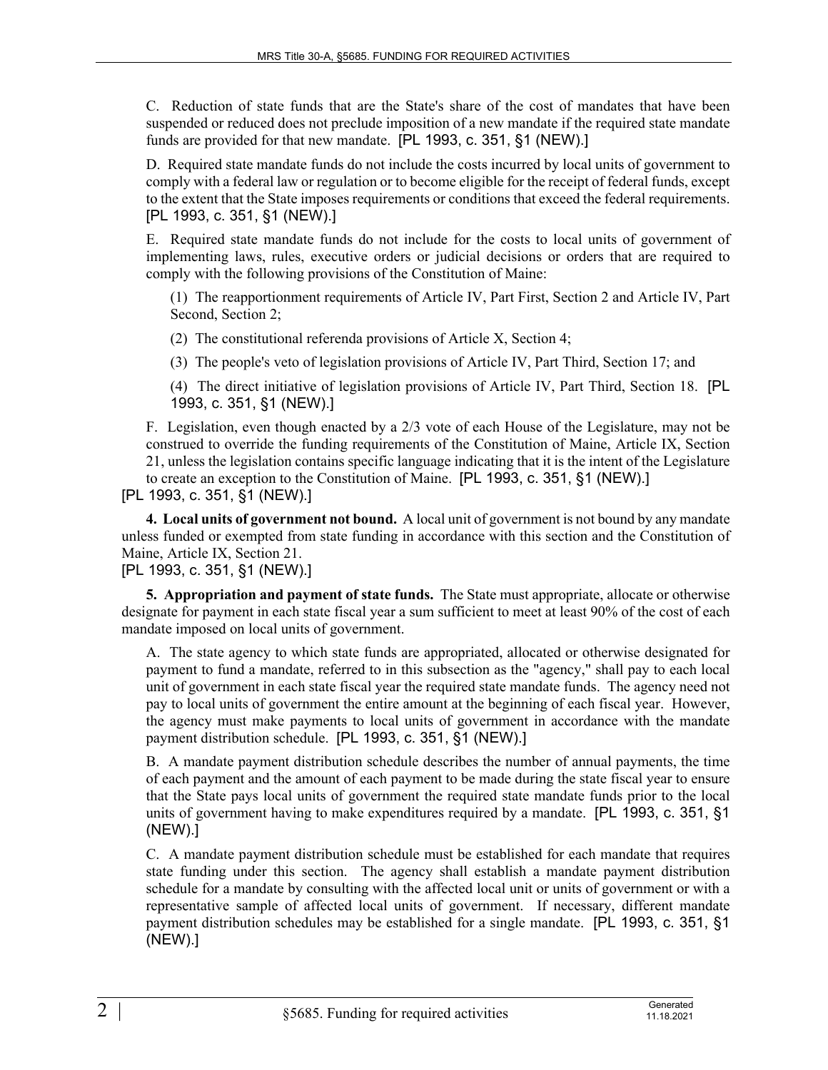C. Reduction of state funds that are the State's share of the cost of mandates that have been suspended or reduced does not preclude imposition of a new mandate if the required state mandate funds are provided for that new mandate. [PL 1993, c. 351, §1 (NEW).]

D. Required state mandate funds do not include the costs incurred by local units of government to comply with a federal law or regulation or to become eligible for the receipt of federal funds, except to the extent that the State imposes requirements or conditions that exceed the federal requirements. [PL 1993, c. 351, §1 (NEW).]

E. Required state mandate funds do not include for the costs to local units of government of implementing laws, rules, executive orders or judicial decisions or orders that are required to comply with the following provisions of the Constitution of Maine:

(1) The reapportionment requirements of Article IV, Part First, Section 2 and Article IV, Part Second, Section 2;

(2) The constitutional referenda provisions of Article X, Section 4;

(3) The people's veto of legislation provisions of Article IV, Part Third, Section 17; and

(4) The direct initiative of legislation provisions of Article IV, Part Third, Section 18. [PL 1993, c. 351, §1 (NEW).]

F. Legislation, even though enacted by a 2/3 vote of each House of the Legislature, may not be construed to override the funding requirements of the Constitution of Maine, Article IX, Section 21, unless the legislation contains specific language indicating that it is the intent of the Legislature to create an exception to the Constitution of Maine. [PL 1993, c. 351, §1 (NEW).]

[PL 1993, c. 351, §1 (NEW).]

**4. Local units of government not bound.** A local unit of government is not bound by any mandate unless funded or exempted from state funding in accordance with this section and the Constitution of Maine, Article IX, Section 21.

[PL 1993, c. 351, §1 (NEW).]

**5. Appropriation and payment of state funds.** The State must appropriate, allocate or otherwise designate for payment in each state fiscal year a sum sufficient to meet at least 90% of the cost of each mandate imposed on local units of government.

A. The state agency to which state funds are appropriated, allocated or otherwise designated for payment to fund a mandate, referred to in this subsection as the "agency," shall pay to each local unit of government in each state fiscal year the required state mandate funds. The agency need not pay to local units of government the entire amount at the beginning of each fiscal year. However, the agency must make payments to local units of government in accordance with the mandate payment distribution schedule. [PL 1993, c. 351, §1 (NEW).]

B. A mandate payment distribution schedule describes the number of annual payments, the time of each payment and the amount of each payment to be made during the state fiscal year to ensure that the State pays local units of government the required state mandate funds prior to the local units of government having to make expenditures required by a mandate. [PL 1993, c. 351, §1 (NEW).]

C. A mandate payment distribution schedule must be established for each mandate that requires state funding under this section. The agency shall establish a mandate payment distribution schedule for a mandate by consulting with the affected local unit or units of government or with a representative sample of affected local units of government. If necessary, different mandate payment distribution schedules may be established for a single mandate. [PL 1993, c. 351, §1 (NEW).]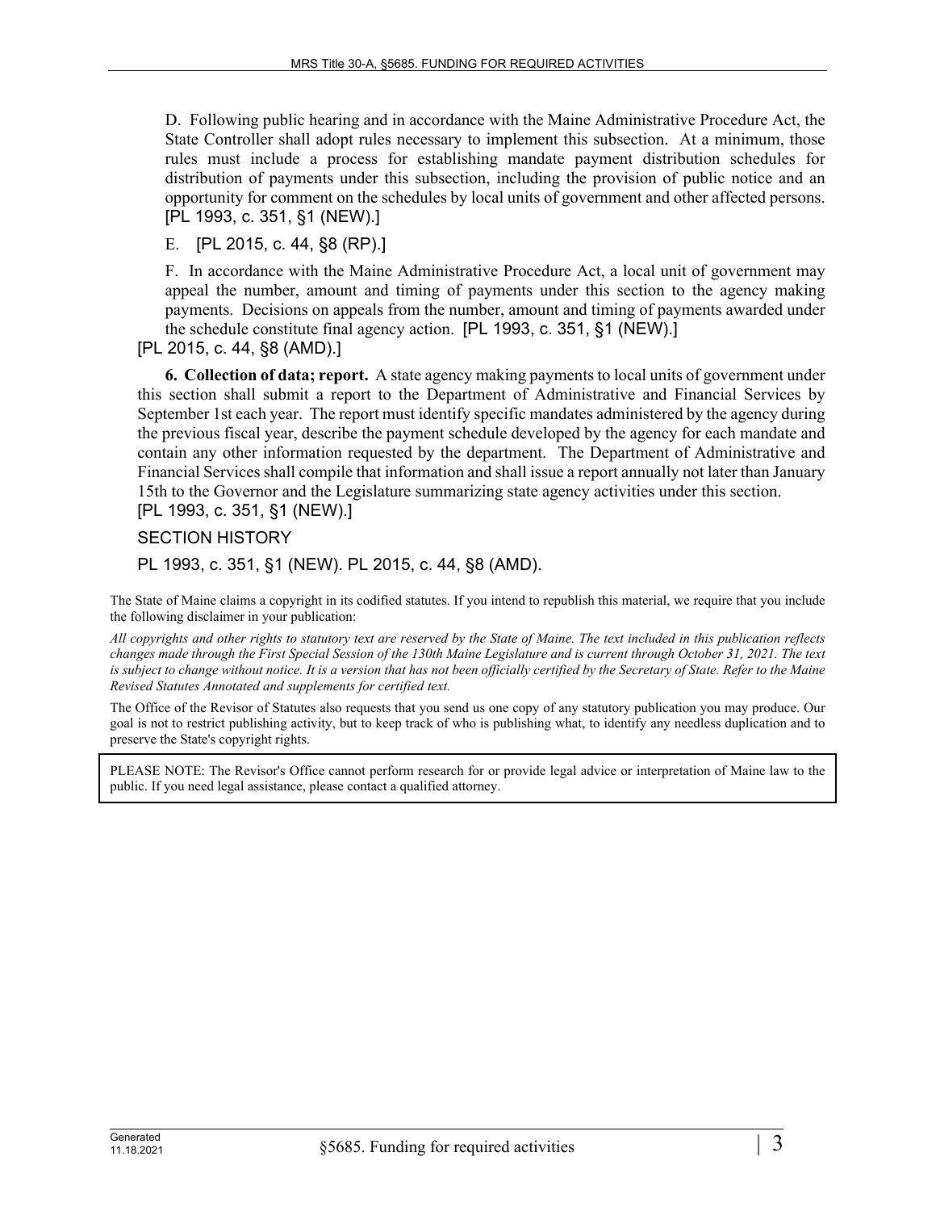D. Following public hearing and in accordance with the Maine Administrative Procedure Act, the State Controller shall adopt rules necessary to implement this subsection. At a minimum, those rules must include a process for establishing mandate payment distribution schedules for distribution of payments under this subsection, including the provision of public notice and an opportunity for comment on the schedules by local units of government and other affected persons. [PL 1993, c. 351, §1 (NEW).]

E. [PL 2015, c. 44, §8 (RP).]

F. In accordance with the Maine Administrative Procedure Act, a local unit of government may appeal the number, amount and timing of payments under this section to the agency making payments. Decisions on appeals from the number, amount and timing of payments awarded under the schedule constitute final agency action. [PL 1993, c. 351, §1 (NEW).]

[PL 2015, c. 44, §8 (AMD).]

**6. Collection of data; report.** A state agency making payments to local units of government under this section shall submit a report to the Department of Administrative and Financial Services by September 1st each year. The report must identify specific mandates administered by the agency during the previous fiscal year, describe the payment schedule developed by the agency for each mandate and contain any other information requested by the department. The Department of Administrative and Financial Services shall compile that information and shall issue a report annually not later than January 15th to the Governor and the Legislature summarizing state agency activities under this section.
[PL 1993, c. 351, §1 (NEW).]

SECTION HISTORY

PL 1993, c. 351, §1 (NEW). PL 2015, c. 44, §8 (AMD).

The State of Maine claims a copyright in its codified statutes. If you intend to republish this material, we require that you include the following disclaimer in your publication:

*All copyrights and other rights to statutory text are reserved by the State of Maine. The text included in this publication reflects changes made through the First Special Session of the 130th Maine Legislature and is current through October 31, 2021. The text is subject to change without notice. It is a version that has not been officially certified by the Secretary of State. Refer to the Maine Revised Statutes Annotated and supplements for certified text.*

The Office of the Revisor of Statutes also requests that you send us one copy of any statutory publication you may produce. Our goal is not to restrict publishing activity, but to keep track of who is publishing what, to identify any needless duplication and to preserve the State's copyright rights.

PLEASE NOTE: The Revisor's Office cannot perform research for or provide legal advice or interpretation of Maine law to the public. If you need legal assistance, please contact a qualified attorney.